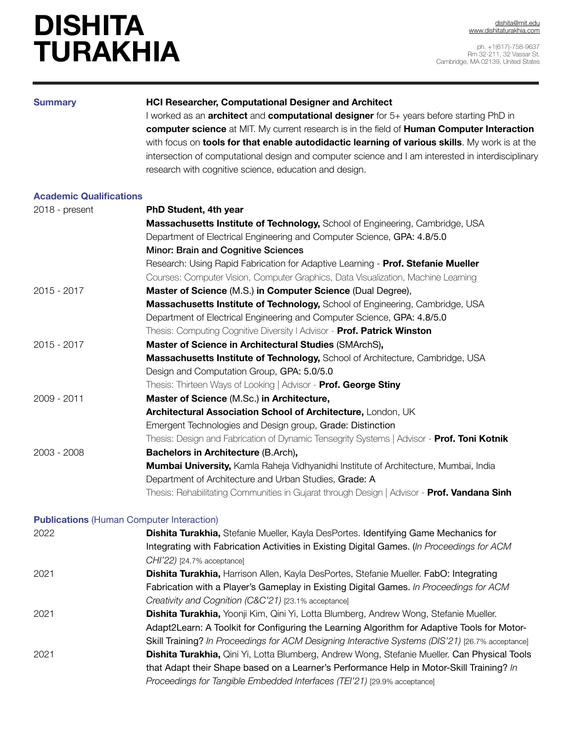# DISHITA TURAKHIA

dishita@mit.edu
www.dishitaturakhia.com

ph. +1(617)-758-9637
Rm 32-211, 32 Vassar St.
Cambridge, MA 02139, United States

---

## Summary

**HCI Researcher, Computational Designer and Architect**

I worked as an **architect** and **computational designer** for 5+ years before starting PhD in **computer science** at MIT. My current research is in the field of **Human Computer Interaction** with focus on **tools for that enable autodidactic learning of various skills**. My work is at the intersection of computational design and computer science and I am interested in interdisciplinary research with cognitive science, education and design.

## Academic Qualifications

**2018 - present**
**PhD Student, 4th year**
**Massachusetts Institute of Technology,** School of Engineering, Cambridge, USA
Department of Electrical Engineering and Computer Science, GPA: 4.8/5.0
Minor: Brain and Cognitive Sciences
Research: Using Rapid Fabrication for Adaptive Learning - **Prof. Stefanie Mueller**
Courses: Computer Vision, Computer Graphics, Data Visualization, Machine Learning

**2015 - 2017**
**Master of Science** (M.S.) **in Computer Science** (Dual Degree),
**Massachusetts Institute of Technology,** School of Engineering, Cambridge, USA
Department of Electrical Engineering and Computer Science, GPA: 4.8/5.0
Thesis: Computing Cognitive Diversity | Advisor - **Prof. Patrick Winston**

**2015 - 2017**
**Master of Science in Architectural Studies** (SMArchS)**,**
**Massachusetts Institute of Technology,** School of Architecture, Cambridge, USA
Design and Computation Group, GPA: 5.0/5.0
Thesis: Thirteen Ways of Looking | Advisor - **Prof. George Stiny**

**2009 - 2011**
**Master of Science** (M.Sc.) **in Architecture,**
**Architectural Association School of Architecture,** London, UK
Emergent Technologies and Design group, Grade: Distinction
Thesis: Design and Fabrication of Dynamic Tensegrity Systems | Advisor - **Prof. Toni Kotnik**

**2003 - 2008**
**Bachelors in Architecture** (B.Arch)**,**
**Mumbai University,** Kamla Raheja Vidhyanidhi Institute of Architecture, Mumbai, India
Department of Architecture and Urban Studies, Grade: A
Thesis: Rehabilitating Communities in Gujarat through Design | Advisor - **Prof. Vandana Sinh**

## Publications (Human Computer Interaction)

**2022**
**Dishita Turakhia,** Stefanie Mueller, Kayla DesPortes. Identifying Game Mechanics for Integrating with Fabrication Activities in Existing Digital Games. (*In Proceedings for ACM CHI'22)* [24.7% acceptance]

**2021**
**Dishita Turakhia,** Harrison Allen, Kayla DesPortes, Stefanie Mueller. FabO: Integrating Fabrication with a Player's Gameplay in Existing Digital Games. *In Proceedings for ACM Creativity and Cognition (C&C'21)* [23.1% acceptance]

**2021**
**Dishita Turakhia,** Yoonji Kim, Qini Yi, Lotta Blumberg, Andrew Wong, Stefanie Mueller. Adapt2Learn: A Toolkit for Configuring the Learning Algorithm for Adaptive Tools for Motor-Skill Training? *In Proceedings for ACM Designing Interactive Systems (DIS'21)* [26.7% acceptance]

**2021**
**Dishita Turakhia,** Qini Yi, Lotta Blumberg, Andrew Wong, Stefanie Mueller. Can Physical Tools that Adapt their Shape based on a Learner's Performance Help in Motor-Skill Training? *In Proceedings for Tangible Embedded Interfaces (TEI'21)* [29.9% acceptance]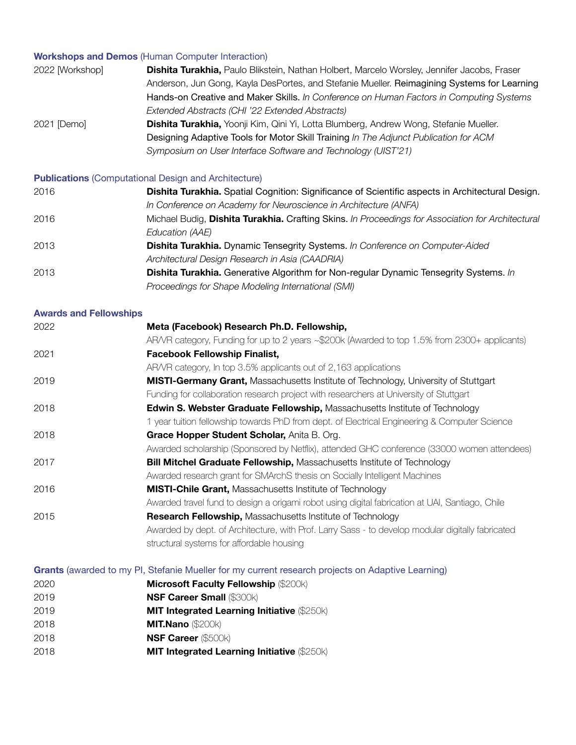## Workshops and Demos (Human Computer Interaction)

2022 [Workshop] **Dishita Turakhia,** Paulo Blikstein, Nathan Holbert, Marcelo Worsley, Jennifer Jacobs, Fraser Anderson, Jun Gong, Kayla DesPortes, and Stefanie Mueller. Reimagining Systems for Learning Hands-on Creative and Maker Skills. *In Conference on Human Factors in Computing Systems Extended Abstracts (CHI '22 Extended Abstracts)*

2021 [Demo] **Dishita Turakhia,** Yoonji Kim, Qini Yi, Lotta Blumberg, Andrew Wong, Stefanie Mueller. Designing Adaptive Tools for Motor Skill Training *In The Adjunct Publication for ACM Symposium on User Interface Software and Technology (UIST'21)*

## Publications (Computational Design and Architecture)

2016 **Dishita Turakhia.** Spatial Cognition: Significance of Scientific aspects in Architectural Design. *In Conference on Academy for Neuroscience in Architecture (ANFA)*

2016 Michael Budig, **Dishita Turakhia.** Crafting Skins. *In Proceedings for Association for Architectural Education (AAE)*

2013 **Dishita Turakhia.** Dynamic Tensegrity Systems. *In Conference on Computer-Aided Architectural Design Research in Asia (CAADRIA)*

2013 **Dishita Turakhia.** Generative Algorithm for Non-regular Dynamic Tensegrity Systems. *In Proceedings for Shape Modeling International (SMI)*

## Awards and Fellowships

2022 **Meta (Facebook) Research Ph.D. Fellowship,**
AR/VR category, Funding for up to 2 years ~$200k (Awarded to top 1.5% from 2300+ applicants)

2021 **Facebook Fellowship Finalist,**
AR/VR category, In top 3.5% applicants out of 2,163 applications

2019 **MISTI-Germany Grant,** Massachusetts Institute of Technology, University of Stuttgart
Funding for collaboration research project with researchers at University of Stuttgart

2018 **Edwin S. Webster Graduate Fellowship,** Massachusetts Institute of Technology
1 year tuition fellowship towards PhD from dept. of Electrical Engineering & Computer Science

2018 **Grace Hopper Student Scholar,** Anita B. Org.
Awarded scholarship (Sponsored by Netflix), attended GHC conference (33000 women attendees)

2017 **Bill Mitchel Graduate Fellowship,** Massachusetts Institute of Technology
Awarded research grant for SMArchS thesis on Socially Intelligent Machines

2016 **MISTI-Chile Grant,** Massachusetts Institute of Technology
Awarded travel fund to design a origami robot using digital fabrication at UAI, Santiago, Chile

2015 **Research Fellowship,** Massachusetts Institute of Technology
Awarded by dept. of Architecture, with Prof. Larry Sass - to develop modular digitally fabricated structural systems for affordable housing

## Grants (awarded to my PI, Stefanie Mueller for my current research projects on Adaptive Learning)

2020 **Microsoft Faculty Fellowship** ($200k)

2019 **NSF Career Small** ($300k)

2019 **MIT Integrated Learning Initiative** ($250k)

2018 **MIT.Nano** ($200k)

2018 **NSF Career** ($500k)

2018 **MIT Integrated Learning Initiative** ($250k)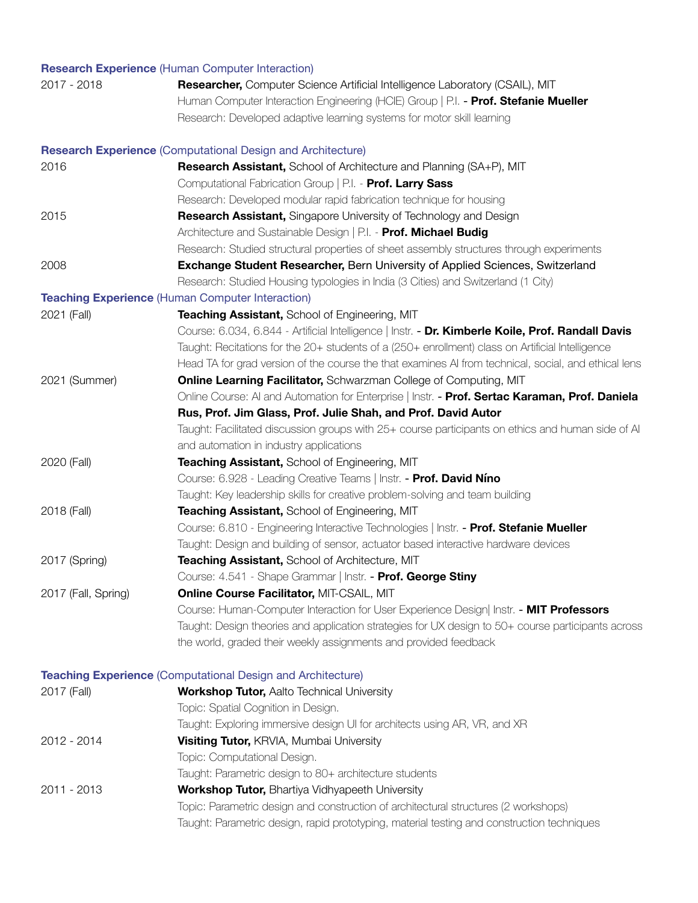## Research Experience (Human Computer Interaction)

**2017 - 2018** — **Researcher,** Computer Science Artificial Intelligence Laboratory (CSAIL), MIT
Human Computer Interaction Engineering (HCIE) Group | P.I. - **Prof. Stefanie Mueller**
Research: Developed adaptive learning systems for motor skill learning

## Research Experience (Computational Design and Architecture)

**2016** — **Research Assistant,** School of Architecture and Planning (SA+P), MIT
Computational Fabrication Group | P.I. - **Prof. Larry Sass**
Research: Developed modular rapid fabrication technique for housing

**2015** — **Research Assistant,** Singapore University of Technology and Design
Architecture and Sustainable Design | P.I. - **Prof. Michael Budig**
Research: Studied structural properties of sheet assembly structures through experiments

**2008** — **Exchange Student Researcher,** Bern University of Applied Sciences, Switzerland
Research: Studied Housing typologies in India (3 Cities) and Switzerland (1 City)

## Teaching Experience (Human Computer Interaction)

**2021 (Fall)** — **Teaching Assistant,** School of Engineering, MIT
Course: 6.034, 6.844 - Artificial Intelligence | Instr. - **Dr. Kimberle Koile, Prof. Randall Davis**
Taught: Recitations for the 20+ students of a (250+ enrollment) class on Artificial Intelligence
Head TA for grad version of the course the that examines AI from technical, social, and ethical lens

**2021 (Summer)** — **Online Learning Facilitator,** Schwarzman College of Computing, MIT
Online Course: AI and Automation for Enterprise | Instr. - **Prof. Sertac Karaman, Prof. Daniela Rus, Prof. Jim Glass, Prof. Julie Shah, and Prof. David Autor**
Taught: Facilitated discussion groups with 25+ course participants on ethics and human side of AI and automation in industry applications

**2020 (Fall)** — **Teaching Assistant,** School of Engineering, MIT
Course: 6.928 - Leading Creative Teams | Instr. - **Prof. David Níno**
Taught: Key leadership skills for creative problem-solving and team building

**2018 (Fall)** — **Teaching Assistant,** School of Engineering, MIT
Course: 6.810 - Engineering Interactive Technologies | Instr. - **Prof. Stefanie Mueller**
Taught: Design and building of sensor, actuator based interactive hardware devices

**2017 (Spring)** — **Teaching Assistant,** School of Architecture, MIT
Course: 4.541 - Shape Grammar | Instr. - **Prof. George Stiny**

**2017 (Fall, Spring)** — **Online Course Facilitator,** MIT-CSAIL, MIT
Course: Human-Computer Interaction for User Experience Design| Instr. - **MIT Professors**
Taught: Design theories and application strategies for UX design to 50+ course participants across the world, graded their weekly assignments and provided feedback

## Teaching Experience (Computational Design and Architecture)

**2017 (Fall)** — **Workshop Tutor,** Aalto Technical University
Topic: Spatial Cognition in Design.
Taught: Exploring immersive design UI for architects using AR, VR, and XR

**2012 - 2014** — **Visiting Tutor,** KRVIA, Mumbai University
Topic: Computational Design.
Taught: Parametric design to 80+ architecture students

**2011 - 2013** — **Workshop Tutor,** Bhartiya Vidhyapeeth University
Topic: Parametric design and construction of architectural structures (2 workshops)
Taught: Parametric design, rapid prototyping, material testing and construction techniques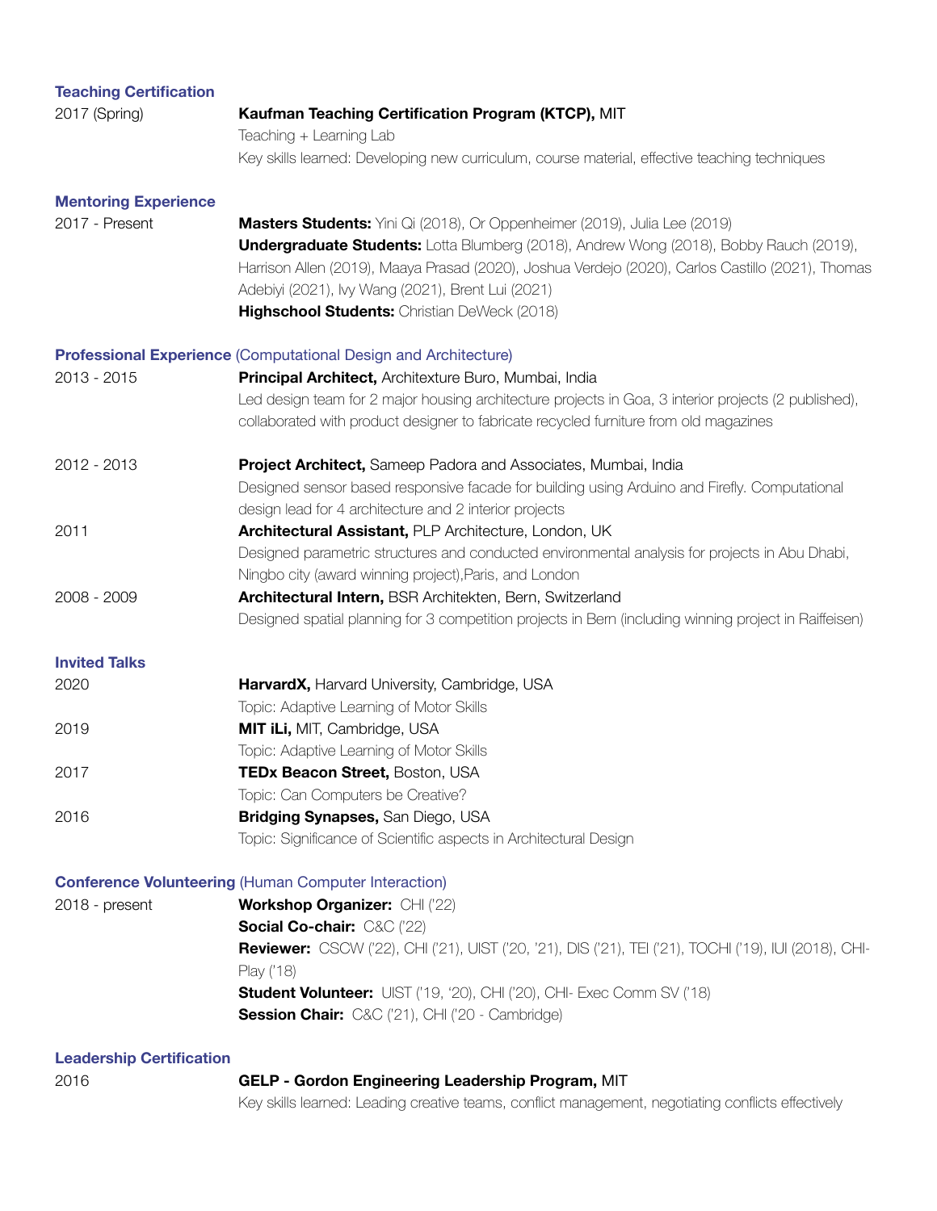## Teaching Certification

2017 (Spring) — **Kaufman Teaching Certification Program (KTCP),** MIT
Teaching + Learning Lab
Key skills learned: Developing new curriculum, course material, effective teaching techniques

## Mentoring Experience

2017 - Present — **Masters Students:** Yini Qi (2018), Or Oppenheimer (2019), Julia Lee (2019)
**Undergraduate Students:** Lotta Blumberg (2018), Andrew Wong (2018), Bobby Rauch (2019), Harrison Allen (2019), Maaya Prasad (2020), Joshua Verdejo (2020), Carlos Castillo (2021), Thomas Adebiyi (2021), Ivy Wang (2021), Brent Lui (2021)
**Highschool Students:** Christian DeWeck (2018)

## Professional Experience (Computational Design and Architecture)

2013 - 2015 — **Principal Architect,** Architexture Buro, Mumbai, India
Led design team for 2 major housing architecture projects in Goa, 3 interior projects (2 published), collaborated with product designer to fabricate recycled furniture from old magazines

2012 - 2013 — **Project Architect,** Sameep Padora and Associates, Mumbai, India
Designed sensor based responsive facade for building using Arduino and Firefly. Computational design lead for 4 architecture and 2 interior projects

2011 — **Architectural Assistant,** PLP Architecture, London, UK
Designed parametric structures and conducted environmental analysis for projects in Abu Dhabi, Ningbo city (award winning project),Paris, and London

2008 - 2009 — **Architectural Intern,** BSR Architekten, Bern, Switzerland
Designed spatial planning for 3 competition projects in Bern (including winning project in Raiffeisen)

## Invited Talks

2020 — **HarvardX,** Harvard University, Cambridge, USA
Topic: Adaptive Learning of Motor Skills

2019 — **MIT iLi,** MIT, Cambridge, USA
Topic: Adaptive Learning of Motor Skills

2017 — **TEDx Beacon Street,** Boston, USA
Topic: Can Computers be Creative?

2016 — **Bridging Synapses,** San Diego, USA
Topic: Significance of Scientific aspects in Architectural Design

## Conference Volunteering (Human Computer Interaction)

2018 - present — **Workshop Organizer:** CHI ('22)
**Social Co-chair:** C&C ('22)
**Reviewer:** CSCW ('22), CHI ('21), UIST ('20, '21), DIS ('21), TEI ('21), TOCHI ('19), IUI (2018), CHI-Play ('18)
**Student Volunteer:** UIST ('19, '20), CHI ('20), CHI- Exec Comm SV ('18)
**Session Chair:** C&C ('21), CHI ('20 - Cambridge)

## Leadership Certification

2016 — **GELP - Gordon Engineering Leadership Program,** MIT
Key skills learned: Leading creative teams, conflict management, negotiating conflicts effectively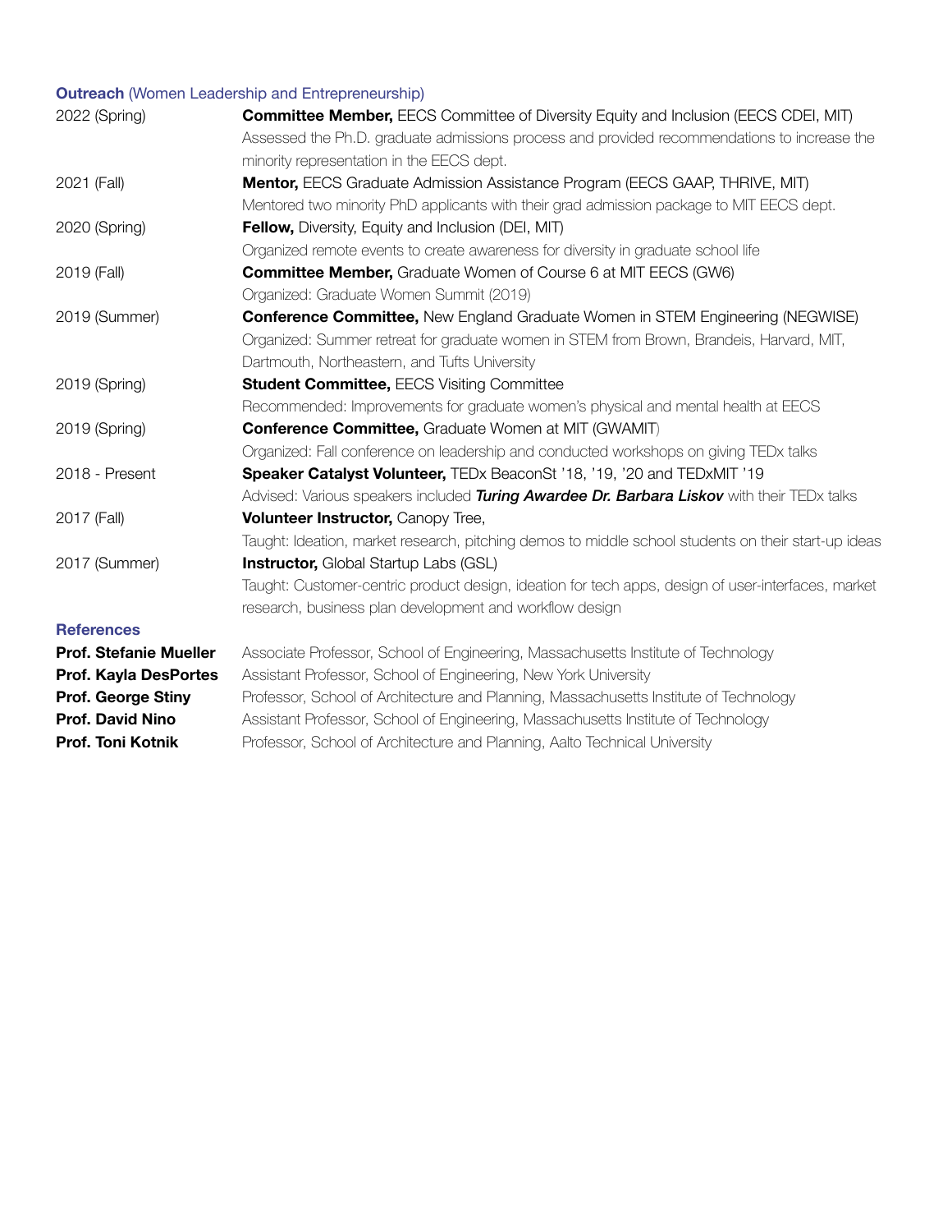## **Outreach** (Women Leadership and Entrepreneurship)

| | |
|---|---|
| 2022 (Spring) | **Committee Member,** EECS Committee of Diversity Equity and Inclusion (EECS CDEI, MIT)<br>Assessed the Ph.D. graduate admissions process and provided recommendations to increase the minority representation in the EECS dept. |
| 2021 (Fall) | **Mentor,** EECS Graduate Admission Assistance Program (EECS GAAP, THRIVE, MIT)<br>Mentored two minority PhD applicants with their grad admission package to MIT EECS dept. |
| 2020 (Spring) | **Fellow,** Diversity, Equity and Inclusion (DEI, MIT)<br>Organized remote events to create awareness for diversity in graduate school life |
| 2019 (Fall) | **Committee Member,** Graduate Women of Course 6 at MIT EECS (GW6)<br>Organized: Graduate Women Summit (2019) |
| 2019 (Summer) | **Conference Committee,** New England Graduate Women in STEM Engineering (NEGWISE)<br>Organized: Summer retreat for graduate women in STEM from Brown, Brandeis, Harvard, MIT, Dartmouth, Northeastern, and Tufts University |
| 2019 (Spring) | **Student Committee,** EECS Visiting Committee<br>Recommended: Improvements for graduate women's physical and mental health at EECS |
| 2019 (Spring) | **Conference Committee,** Graduate Women at MIT (GWAMIT)<br>Organized: Fall conference on leadership and conducted workshops on giving TEDx talks |
| 2018 - Present | **Speaker Catalyst Volunteer,** TEDx BeaconSt '18, '19, '20 and TEDxMIT '19<br>Advised: Various speakers included ***Turing Awardee Dr. Barbara Liskov*** with their TEDx talks |
| 2017 (Fall) | **Volunteer Instructor,** Canopy Tree,<br>Taught: Ideation, market research, pitching demos to middle school students on their start-up ideas |
| 2017 (Summer) | **Instructor,** Global Startup Labs (GSL)<br>Taught: Customer-centric product design, ideation for tech apps, design of user-interfaces, market research, business plan development and workflow design |

## **References**

| | |
|---|---|
| **Prof. Stefanie Mueller** | Associate Professor, School of Engineering, Massachusetts Institute of Technology |
| **Prof. Kayla DesPortes** | Assistant Professor, School of Engineering, New York University |
| **Prof. George Stiny** | Professor, School of Architecture and Planning, Massachusetts Institute of Technology |
| **Prof. David Nino** | Assistant Professor, School of Engineering, Massachusetts Institute of Technology |
| **Prof. Toni Kotnik** | Professor, School of Architecture and Planning, Aalto Technical University |